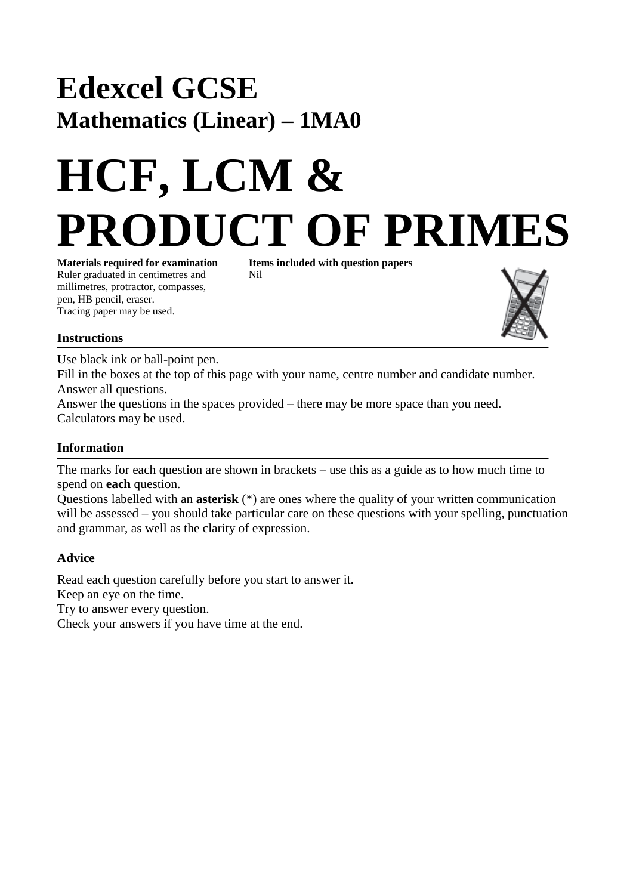# Edexcel GCSE

## Mathematics (Linear) – 1MA0

# HCF, LCM & PRODUCT OF PRIMES

**Materials required for examination**
Ruler graduated in centimetres and millimetres, protractor, compasses, pen, HB pencil, eraser.
Tracing paper may be used.

**Items included with question papers**
Nil

### Instructions

Use black ink or ball-point pen.
Fill in the boxes at the top of this page with your name, centre number and candidate number.
Answer all questions.
Answer the questions in the spaces provided – there may be more space than you need.
Calculators may be used.

### Information

The marks for each question are shown in brackets – use this as a guide as to how much time to spend on **each** question.
Questions labelled with an **asterisk** (*) are ones where the quality of your written communication will be assessed – you should take particular care on these questions with your spelling, punctuation and grammar, as well as the clarity of expression.

### Advice

Read each question carefully before you start to answer it.
Keep an eye on the time.
Try to answer every question.
Check your answers if you have time at the end.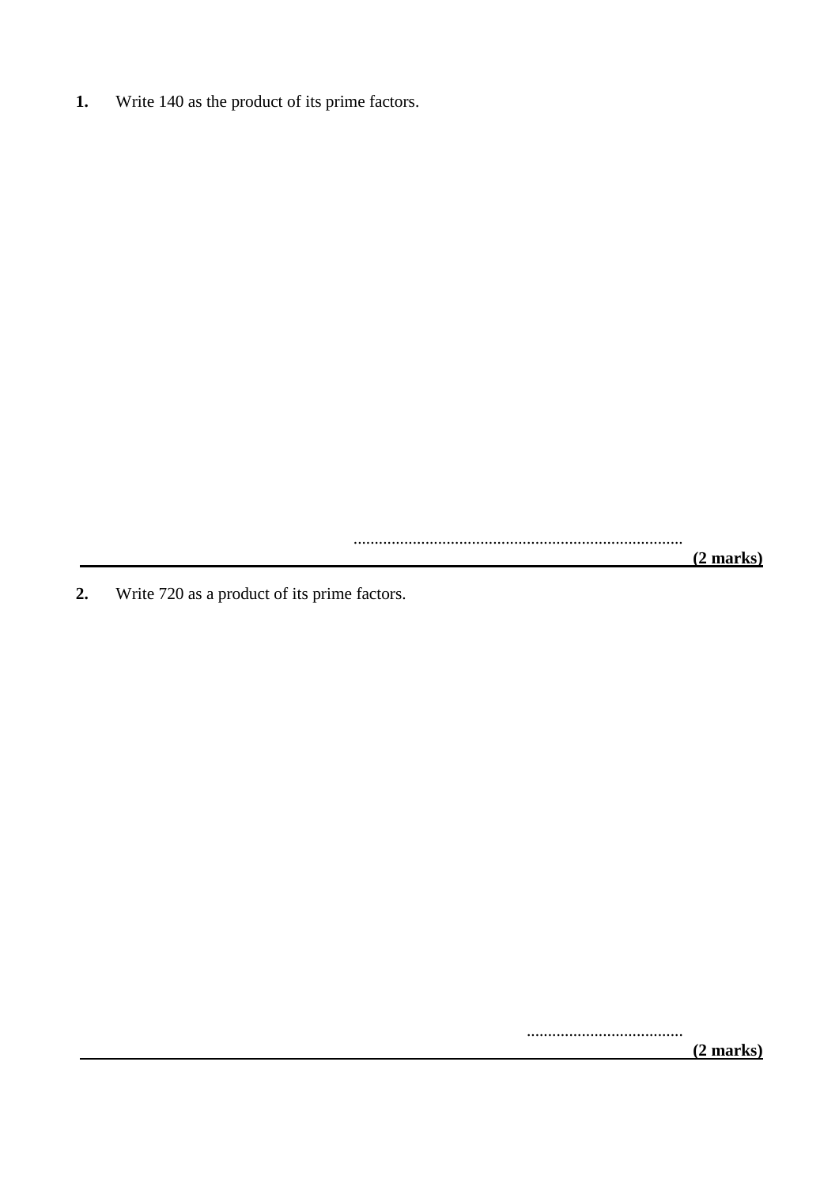**1.** Write 140 as the product of its prime factors.

..............................................................................

**(2 marks)**

---

**2.** Write 720 as a product of its prime factors.

.....................................

**(2 marks)**

---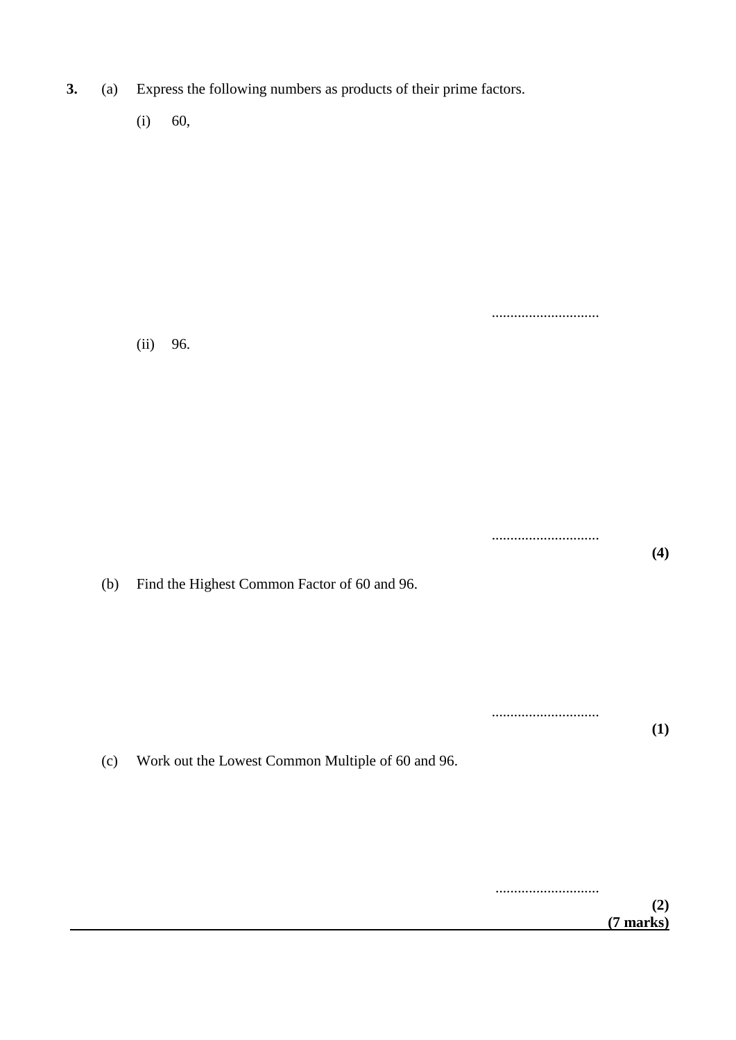**3.** (a) Express the following numbers as products of their prime factors.

(i) 60,

.............................

(ii) 96.

.............................

**(4)**

(b) Find the Highest Common Factor of 60 and 96.

.............................

**(1)**

(c) Work out the Lowest Common Multiple of 60 and 96.

............................

**(2)**

**(7 marks)**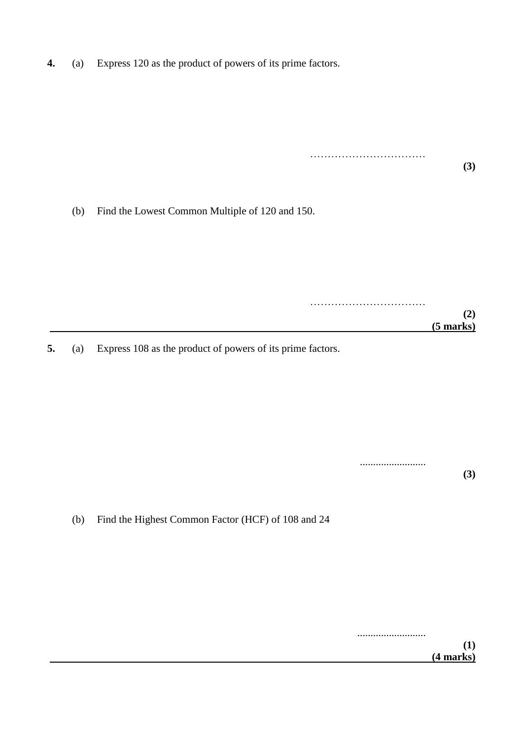**4.** (a) Express 120 as the product of powers of its prime factors.

…………………………… **(3)**

(b) Find the Lowest Common Multiple of 120 and 150.

…………………………… **(2)**

**(5 marks)**

---

**5.** (a) Express 108 as the product of powers of its prime factors.

......................... **(3)**

(b) Find the Highest Common Factor (HCF) of 108 and 24

.......................... **(1)**

**(4 marks)**

---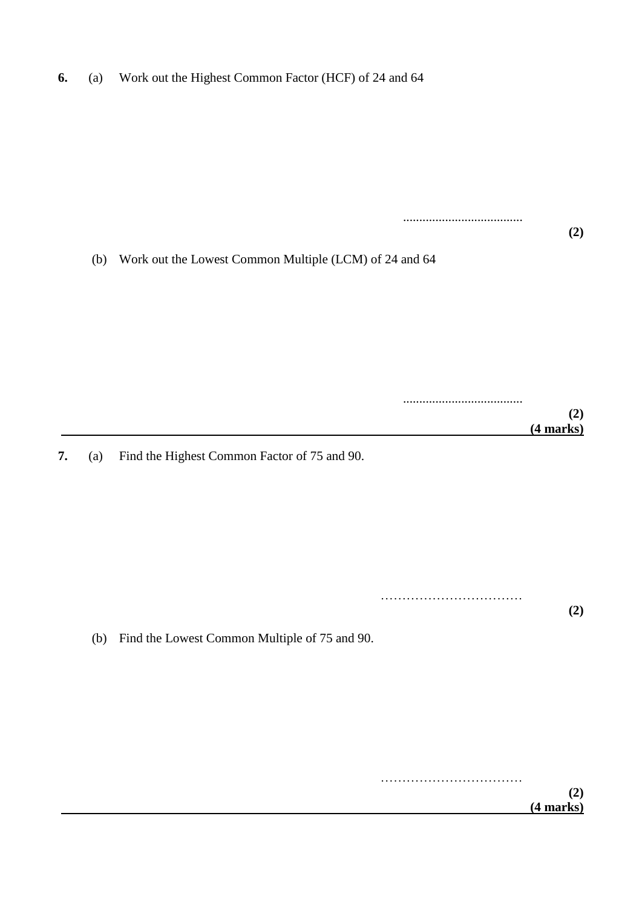**6.** (a) Work out the Highest Common Factor (HCF) of 24 and 64

.....................................

**(2)**

(b) Work out the Lowest Common Multiple (LCM) of 24 and 64

.....................................

**(2)**

**(4 marks)**

---

**7.** (a) Find the Highest Common Factor of 75 and 90.

……………………………

**(2)**

(b) Find the Lowest Common Multiple of 75 and 90.

……………………………

**(2)**

**(4 marks)**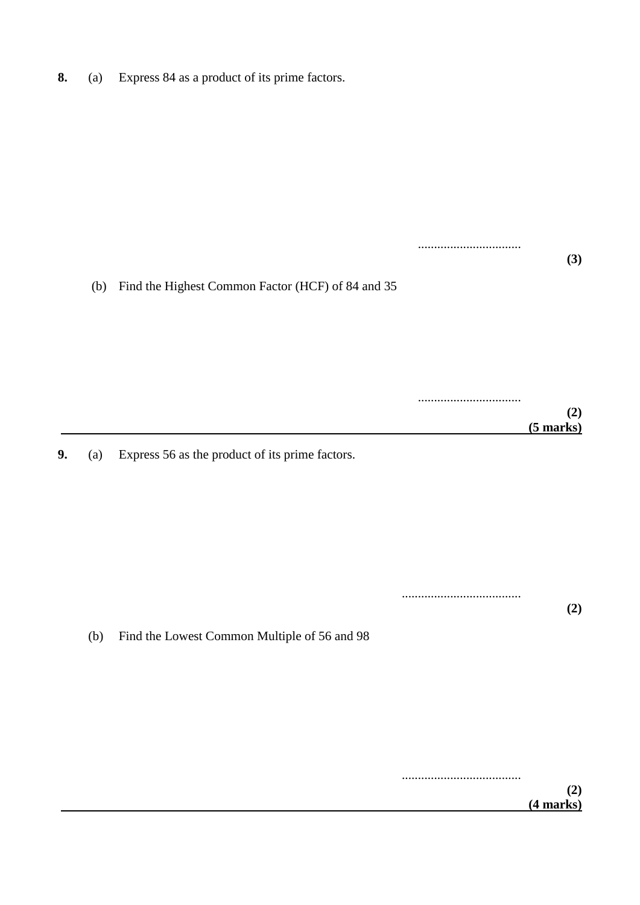**8.** (a) Express 84 as a product of its prime factors.

................................

**(3)**

(b) Find the Highest Common Factor (HCF) of 84 and 35

................................

**(2)**

**(5 marks)**

---

**9.** (a) Express 56 as the product of its prime factors.

.....................................

**(2)**

(b) Find the Lowest Common Multiple of 56 and 98

.....................................

**(2)**

**(4 marks)**

---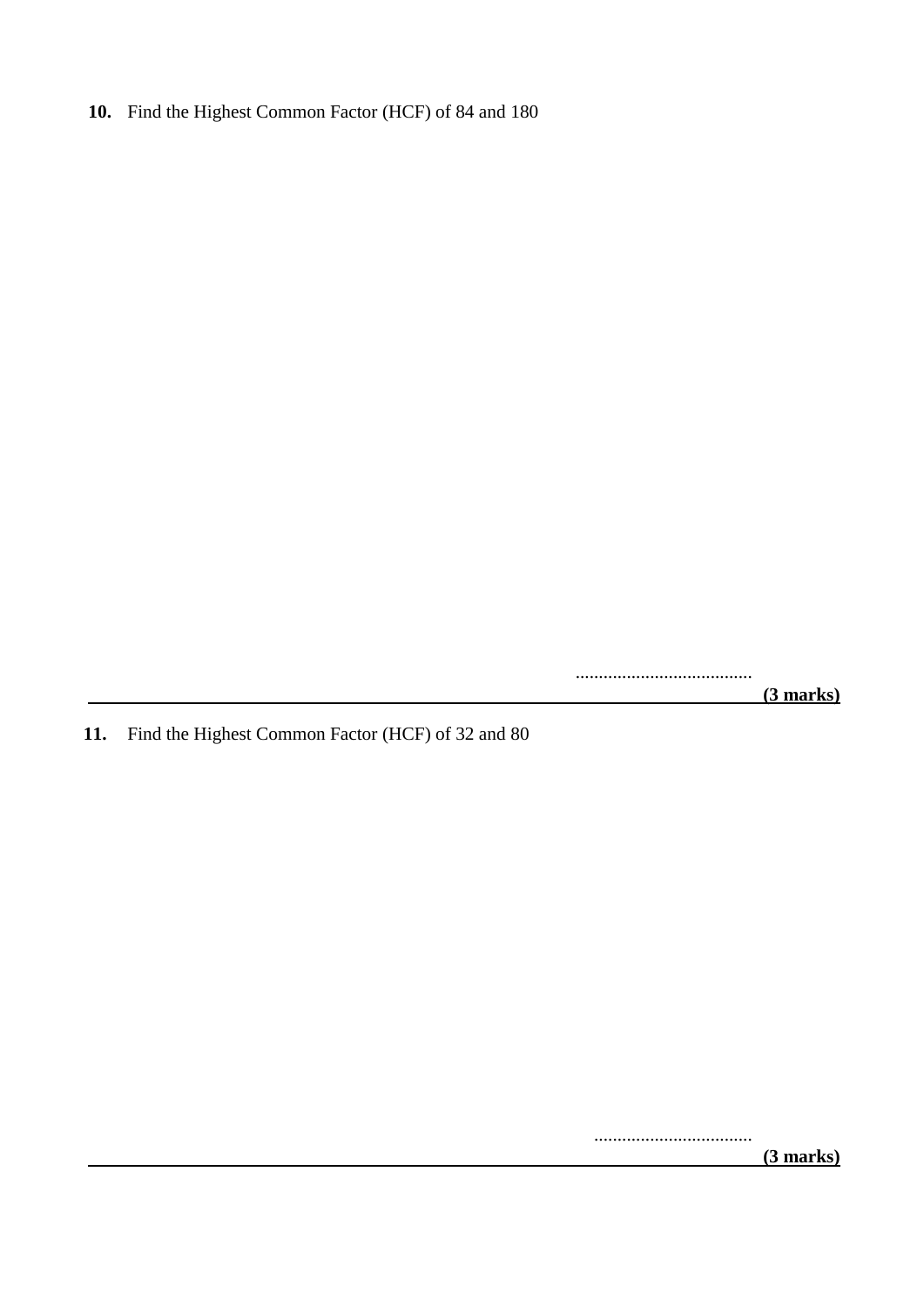**10.** Find the Highest Common Factor (HCF) of 84 and 180

......................................

**(3 marks)**

---

**11.** Find the Highest Common Factor (HCF) of 32 and 80

..................................

**(3 marks)**

---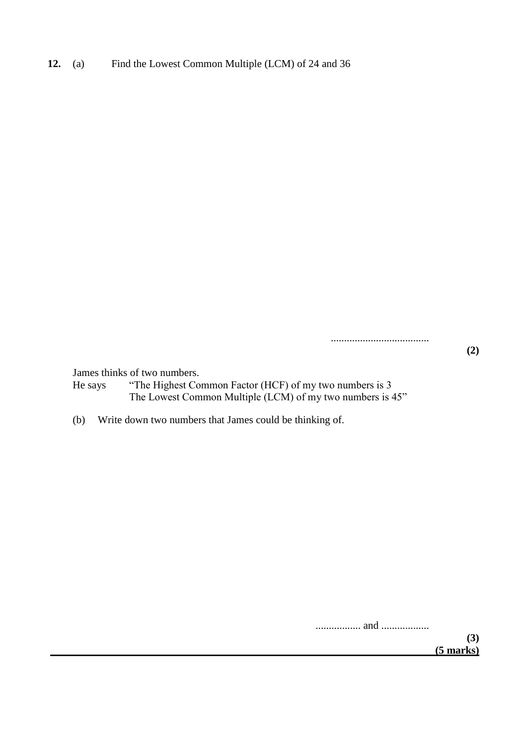**12.** (a) Find the Lowest Common Multiple (LCM) of 24 and 36

......................................

**(2)**

James thinks of two numbers.

He says "The Highest Common Factor (HCF) of my two numbers is 3
The Lowest Common Multiple (LCM) of my two numbers is 45"

(b) Write down two numbers that James could be thinking of.

................. and ..................

**(3)**

**(5 marks)**